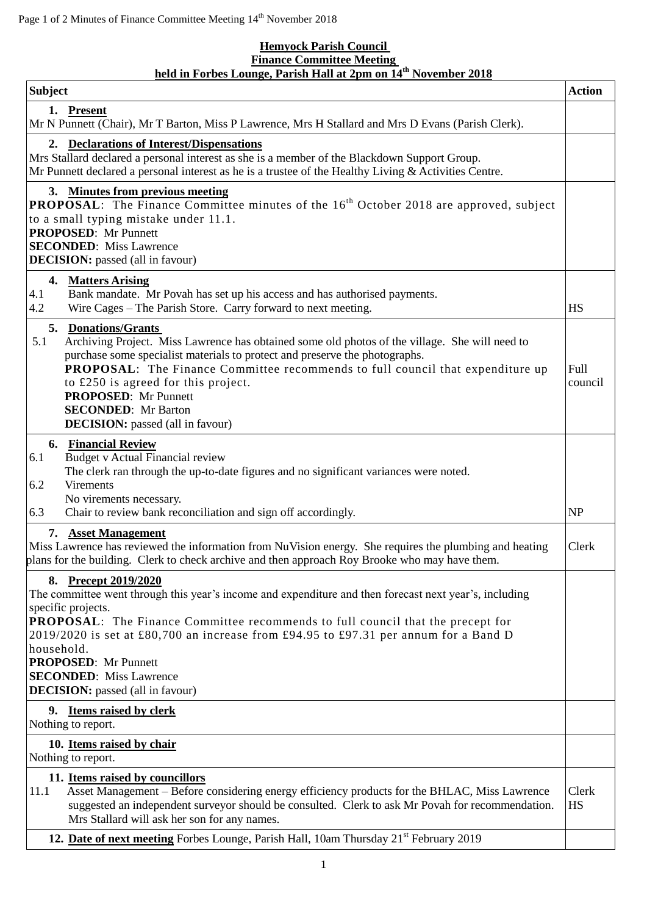**Hemyock Parish Council**
**Finance Committee Meeting**
**held in Forbes Lounge, Parish Hall at 2pm on 14th November 2018**

| Subject | Action |
|---|---|
| **1. Present**<br>Mr N Punnett (Chair), Mr T Barton, Miss P Lawrence, Mrs H Stallard and Mrs D Evans (Parish Clerk). | |
| **2. Declarations of Interest/Dispensations**<br>Mrs Stallard declared a personal interest as she is a member of the Blackdown Support Group.<br>Mr Punnett declared a personal interest as he is a trustee of the Healthy Living & Activities Centre. | |
| **3. Minutes from previous meeting**<br>**PROPOSAL**: The Finance Committee minutes of the 16th October 2018 are approved, subject to a small typing mistake under 11.1.<br>**PROPOSED**: Mr Punnett<br>**SECONDED**: Miss Lawrence<br>**DECISION:** passed (all in favour) | |
| **4. Matters Arising**<br>4.1 Bank mandate. Mr Povah has set up his access and has authorised payments.<br>4.2 Wire Cages – The Parish Store. Carry forward to next meeting. | HS |
| **5. Donations/Grants**<br>5.1 Archiving Project. Miss Lawrence has obtained some old photos of the village. She will need to purchase some specialist materials to protect and preserve the photographs.<br>**PROPOSAL**: The Finance Committee recommends to full council that expenditure up to £250 is agreed for this project.<br>**PROPOSED**: Mr Punnett<br>**SECONDED**: Mr Barton<br>**DECISION:** passed (all in favour) | Full council |
| **6. Financial Review**<br>6.1 Budget v Actual Financial review<br>The clerk ran through the up-to-date figures and no significant variances were noted.<br>6.2 Virements<br>No virements necessary.<br>6.3 Chair to review bank reconciliation and sign off accordingly. | NP |
| **7. Asset Management**<br>Miss Lawrence has reviewed the information from NuVision energy. She requires the plumbing and heating plans for the building. Clerk to check archive and then approach Roy Brooke who may have them. | Clerk |
| **8. Precept 2019/2020**<br>The committee went through this year's income and expenditure and then forecast next year's, including specific projects.<br>**PROPOSAL**: The Finance Committee recommends to full council that the precept for 2019/2020 is set at £80,700 an increase from £94.95 to £97.31 per annum for a Band D household.<br>**PROPOSED**: Mr Punnett<br>**SECONDED**: Miss Lawrence<br>**DECISION:** passed (all in favour) | |
| **9. Items raised by clerk**<br>Nothing to report. | |
| **10. Items raised by chair**<br>Nothing to report. | |
| **11. Items raised by councillors**<br>11.1 Asset Management – Before considering energy efficiency products for the BHLAC, Miss Lawrence suggested an independent surveyor should be consulted. Clerk to ask Mr Povah for recommendation. Mrs Stallard will ask her son for any names. | Clerk<br>HS |
| **12. Date of next meeting** Forbes Lounge, Parish Hall, 10am Thursday 21st February 2019 | |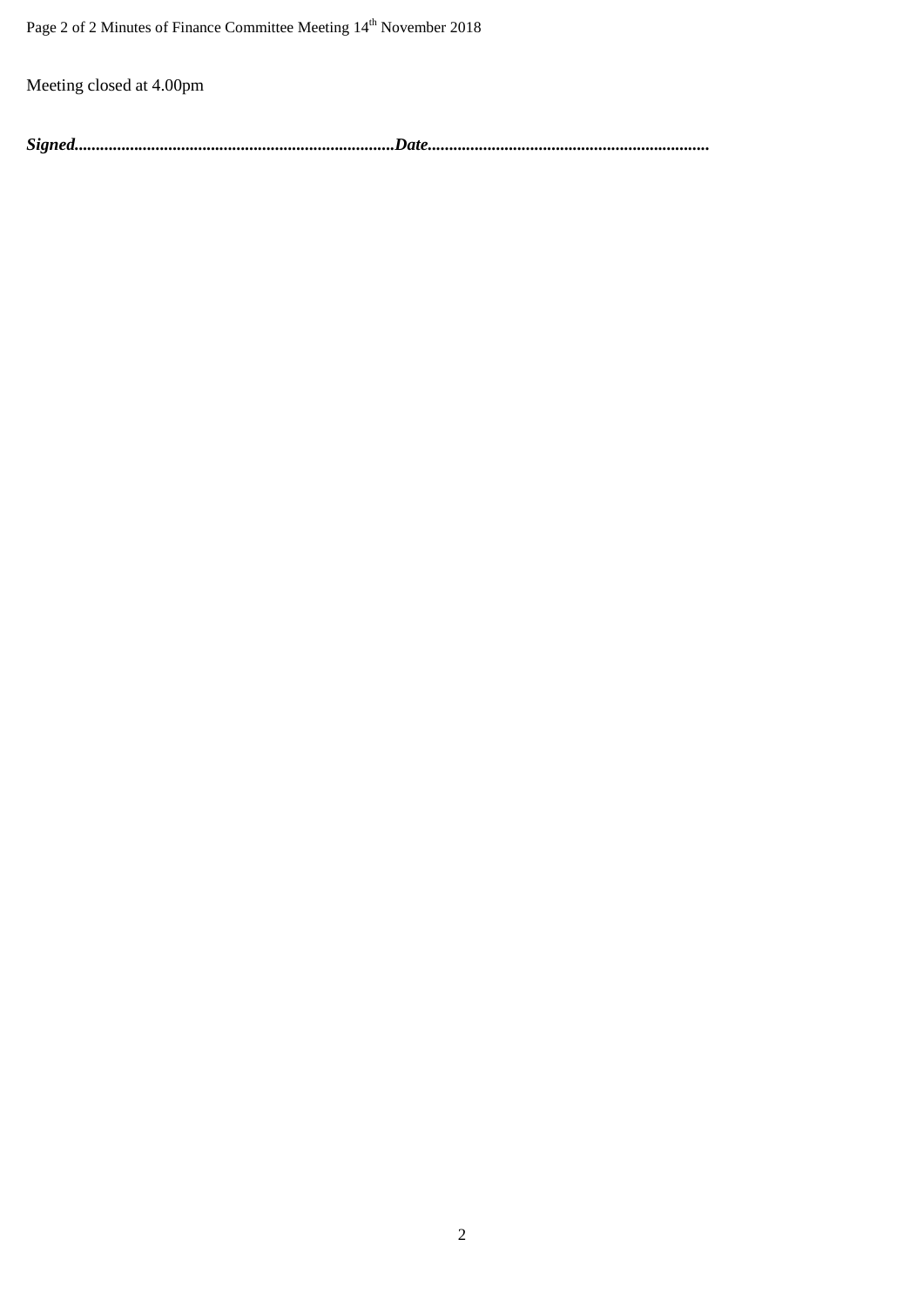Meeting closed at 4.00pm

***Signed...........................................................................Date.................................................................***